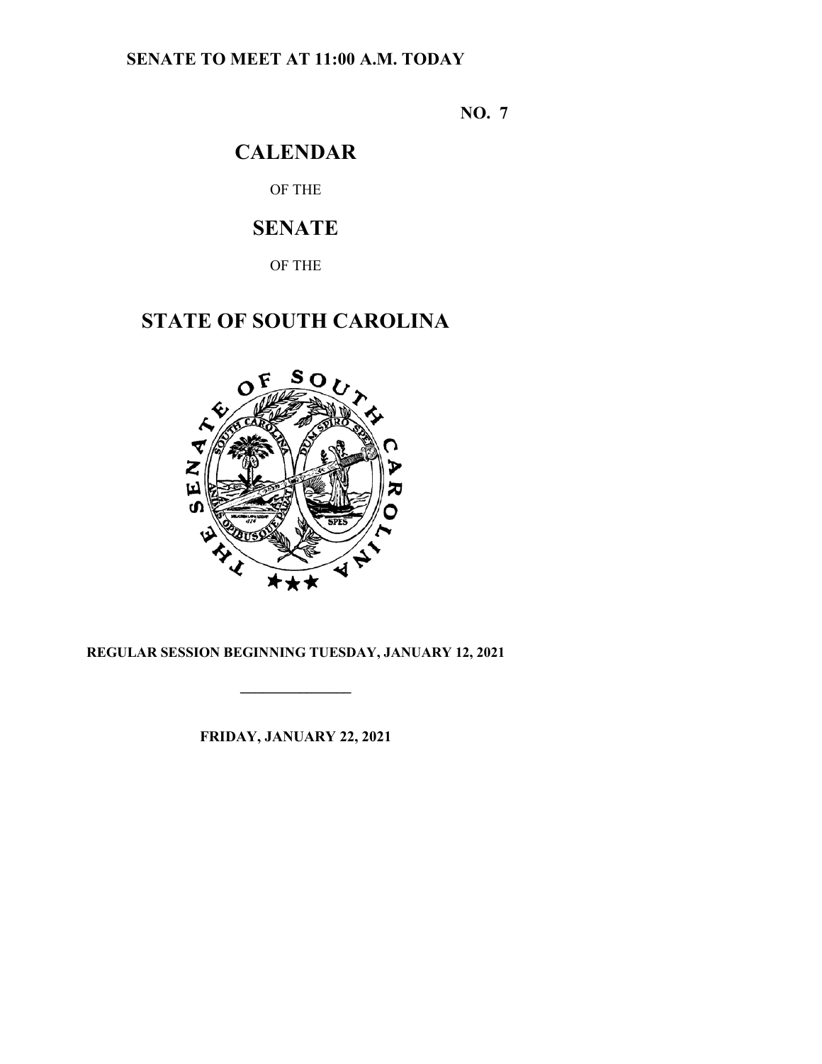**SENATE TO MEET AT 11:00 A.M. TODAY**

**NO. 7**

# CALENDAR

OF THE

# SENATE

OF THE

# STATE OF SOUTH CAROLINA

**REGULAR SESSION BEGINNING TUESDAY, JANUARY 12, 2021**

---

**FRIDAY, JANUARY 22, 2021**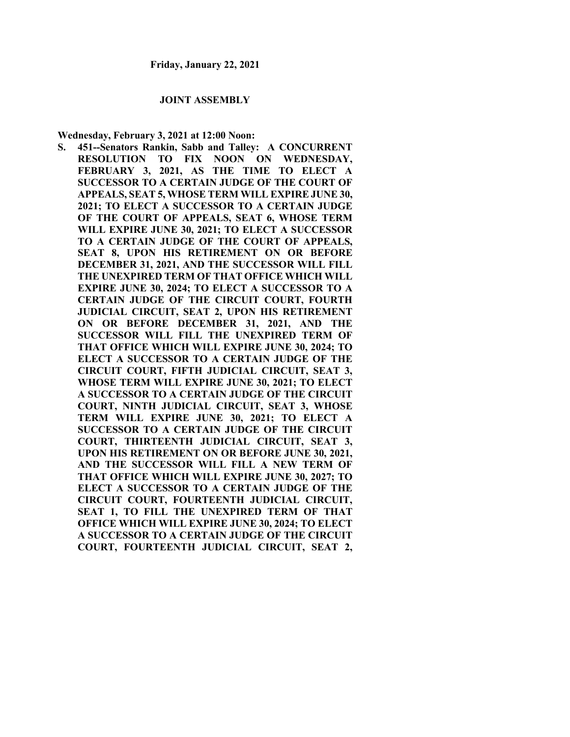**Friday, January 22, 2021**

## JOINT ASSEMBLY

**Wednesday, February 3, 2021 at 12:00 Noon:**

**S. 451--Senators Rankin, Sabb and Talley: A CONCURRENT RESOLUTION TO FIX NOON ON WEDNESDAY, FEBRUARY 3, 2021, AS THE TIME TO ELECT A SUCCESSOR TO A CERTAIN JUDGE OF THE COURT OF APPEALS, SEAT 5, WHOSE TERM WILL EXPIRE JUNE 30, 2021; TO ELECT A SUCCESSOR TO A CERTAIN JUDGE OF THE COURT OF APPEALS, SEAT 6, WHOSE TERM WILL EXPIRE JUNE 30, 2021; TO ELECT A SUCCESSOR TO A CERTAIN JUDGE OF THE COURT OF APPEALS, SEAT 8, UPON HIS RETIREMENT ON OR BEFORE DECEMBER 31, 2021, AND THE SUCCESSOR WILL FILL THE UNEXPIRED TERM OF THAT OFFICE WHICH WILL EXPIRE JUNE 30, 2024; TO ELECT A SUCCESSOR TO A CERTAIN JUDGE OF THE CIRCUIT COURT, FOURTH JUDICIAL CIRCUIT, SEAT 2, UPON HIS RETIREMENT ON OR BEFORE DECEMBER 31, 2021, AND THE SUCCESSOR WILL FILL THE UNEXPIRED TERM OF THAT OFFICE WHICH WILL EXPIRE JUNE 30, 2024; TO ELECT A SUCCESSOR TO A CERTAIN JUDGE OF THE CIRCUIT COURT, FIFTH JUDICIAL CIRCUIT, SEAT 3, WHOSE TERM WILL EXPIRE JUNE 30, 2021; TO ELECT A SUCCESSOR TO A CERTAIN JUDGE OF THE CIRCUIT COURT, NINTH JUDICIAL CIRCUIT, SEAT 3, WHOSE TERM WILL EXPIRE JUNE 30, 2021; TO ELECT A SUCCESSOR TO A CERTAIN JUDGE OF THE CIRCUIT COURT, THIRTEENTH JUDICIAL CIRCUIT, SEAT 3, UPON HIS RETIREMENT ON OR BEFORE JUNE 30, 2021, AND THE SUCCESSOR WILL FILL A NEW TERM OF THAT OFFICE WHICH WILL EXPIRE JUNE 30, 2027; TO ELECT A SUCCESSOR TO A CERTAIN JUDGE OF THE CIRCUIT COURT, FOURTEENTH JUDICIAL CIRCUIT, SEAT 1, TO FILL THE UNEXPIRED TERM OF THAT OFFICE WHICH WILL EXPIRE JUNE 30, 2024; TO ELECT A SUCCESSOR TO A CERTAIN JUDGE OF THE CIRCUIT COURT, FOURTEENTH JUDICIAL CIRCUIT, SEAT 2,**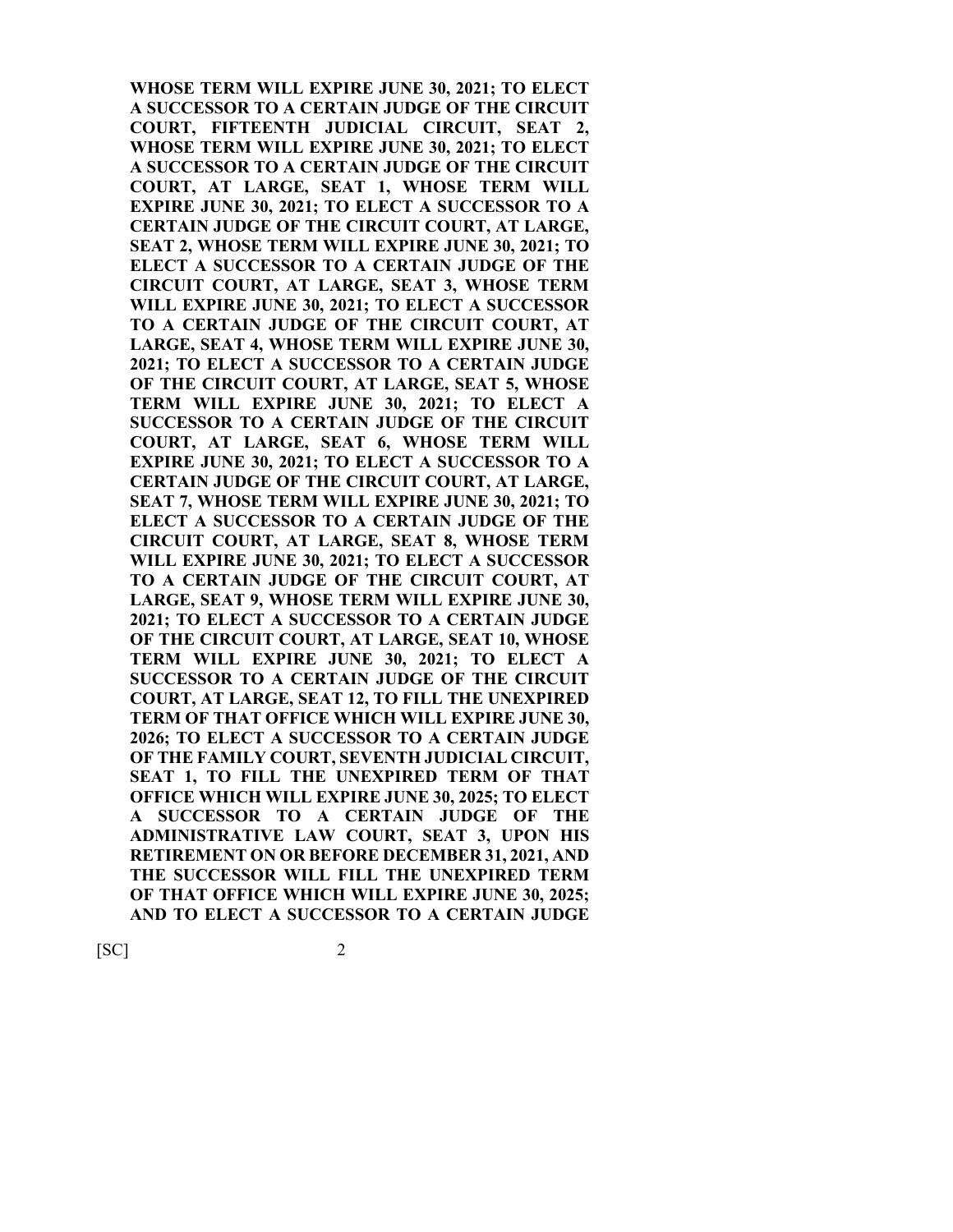**WHOSE TERM WILL EXPIRE JUNE 30, 2021; TO ELECT A SUCCESSOR TO A CERTAIN JUDGE OF THE CIRCUIT COURT, FIFTEENTH JUDICIAL CIRCUIT, SEAT 2, WHOSE TERM WILL EXPIRE JUNE 30, 2021; TO ELECT A SUCCESSOR TO A CERTAIN JUDGE OF THE CIRCUIT COURT, AT LARGE, SEAT 1, WHOSE TERM WILL EXPIRE JUNE 30, 2021; TO ELECT A SUCCESSOR TO A CERTAIN JUDGE OF THE CIRCUIT COURT, AT LARGE, SEAT 2, WHOSE TERM WILL EXPIRE JUNE 30, 2021; TO ELECT A SUCCESSOR TO A CERTAIN JUDGE OF THE CIRCUIT COURT, AT LARGE, SEAT 3, WHOSE TERM WILL EXPIRE JUNE 30, 2021; TO ELECT A SUCCESSOR TO A CERTAIN JUDGE OF THE CIRCUIT COURT, AT LARGE, SEAT 4, WHOSE TERM WILL EXPIRE JUNE 30, 2021; TO ELECT A SUCCESSOR TO A CERTAIN JUDGE OF THE CIRCUIT COURT, AT LARGE, SEAT 5, WHOSE TERM WILL EXPIRE JUNE 30, 2021; TO ELECT A SUCCESSOR TO A CERTAIN JUDGE OF THE CIRCUIT COURT, AT LARGE, SEAT 6, WHOSE TERM WILL EXPIRE JUNE 30, 2021; TO ELECT A SUCCESSOR TO A CERTAIN JUDGE OF THE CIRCUIT COURT, AT LARGE, SEAT 7, WHOSE TERM WILL EXPIRE JUNE 30, 2021; TO ELECT A SUCCESSOR TO A CERTAIN JUDGE OF THE CIRCUIT COURT, AT LARGE, SEAT 8, WHOSE TERM WILL EXPIRE JUNE 30, 2021; TO ELECT A SUCCESSOR TO A CERTAIN JUDGE OF THE CIRCUIT COURT, AT LARGE, SEAT 9, WHOSE TERM WILL EXPIRE JUNE 30, 2021; TO ELECT A SUCCESSOR TO A CERTAIN JUDGE OF THE CIRCUIT COURT, AT LARGE, SEAT 10, WHOSE TERM WILL EXPIRE JUNE 30, 2021; TO ELECT A SUCCESSOR TO A CERTAIN JUDGE OF THE CIRCUIT COURT, AT LARGE, SEAT 12, TO FILL THE UNEXPIRED TERM OF THAT OFFICE WHICH WILL EXPIRE JUNE 30, 2026; TO ELECT A SUCCESSOR TO A CERTAIN JUDGE OF THE FAMILY COURT, SEVENTH JUDICIAL CIRCUIT, SEAT 1, TO FILL THE UNEXPIRED TERM OF THAT OFFICE WHICH WILL EXPIRE JUNE 30, 2025; TO ELECT A SUCCESSOR TO A CERTAIN JUDGE OF THE ADMINISTRATIVE LAW COURT, SEAT 3, UPON HIS RETIREMENT ON OR BEFORE DECEMBER 31, 2021, AND THE SUCCESSOR WILL FILL THE UNEXPIRED TERM OF THAT OFFICE WHICH WILL EXPIRE JUNE 30, 2025; AND TO ELECT A SUCCESSOR TO A CERTAIN JUDGE**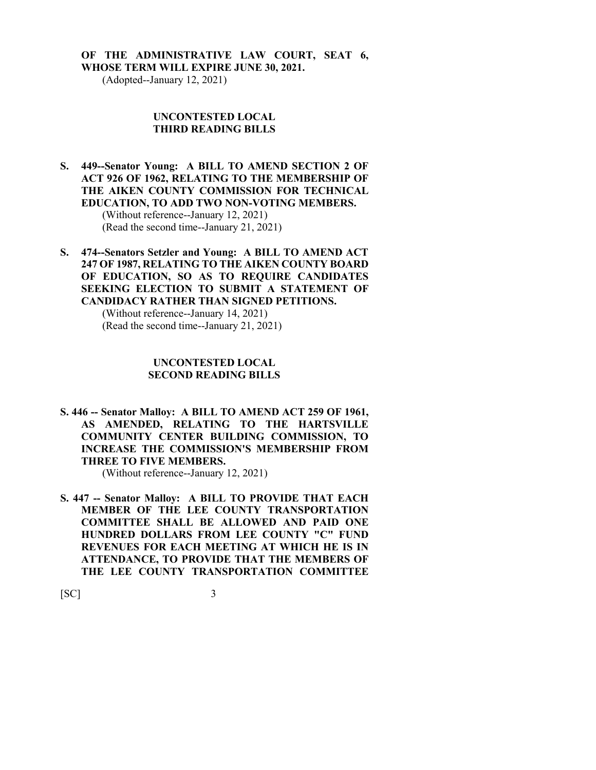**OF THE ADMINISTRATIVE LAW COURT, SEAT 6, WHOSE TERM WILL EXPIRE JUNE 30, 2021.**
(Adopted--January 12, 2021)

## UNCONTESTED LOCAL THIRD READING BILLS

**S. 449--Senator Young: A BILL TO AMEND SECTION 2 OF ACT 926 OF 1962, RELATING TO THE MEMBERSHIP OF THE AIKEN COUNTY COMMISSION FOR TECHNICAL EDUCATION, TO ADD TWO NON-VOTING MEMBERS.**
(Without reference--January 12, 2021)
(Read the second time--January 21, 2021)

**S. 474--Senators Setzler and Young: A BILL TO AMEND ACT 247 OF 1987, RELATING TO THE AIKEN COUNTY BOARD OF EDUCATION, SO AS TO REQUIRE CANDIDATES SEEKING ELECTION TO SUBMIT A STATEMENT OF CANDIDACY RATHER THAN SIGNED PETITIONS.**
(Without reference--January 14, 2021)
(Read the second time--January 21, 2021)

## UNCONTESTED LOCAL SECOND READING BILLS

**S. 446 -- Senator Malloy: A BILL TO AMEND ACT 259 OF 1961, AS AMENDED, RELATING TO THE HARTSVILLE COMMUNITY CENTER BUILDING COMMISSION, TO INCREASE THE COMMISSION'S MEMBERSHIP FROM THREE TO FIVE MEMBERS.**
(Without reference--January 12, 2021)

**S. 447 -- Senator Malloy: A BILL TO PROVIDE THAT EACH MEMBER OF THE LEE COUNTY TRANSPORTATION COMMITTEE SHALL BE ALLOWED AND PAID ONE HUNDRED DOLLARS FROM LEE COUNTY "C" FUND REVENUES FOR EACH MEETING AT WHICH HE IS IN ATTENDANCE, TO PROVIDE THAT THE MEMBERS OF THE LEE COUNTY TRANSPORTATION COMMITTEE**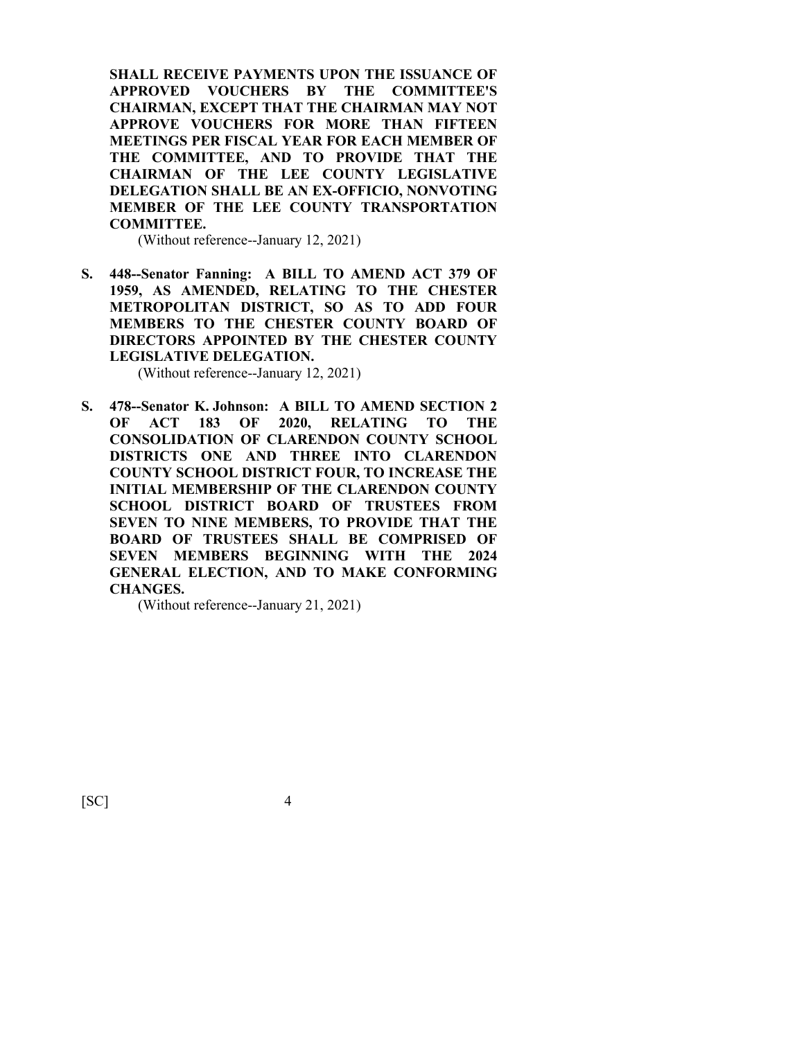**SHALL RECEIVE PAYMENTS UPON THE ISSUANCE OF APPROVED VOUCHERS BY THE COMMITTEE'S CHAIRMAN, EXCEPT THAT THE CHAIRMAN MAY NOT APPROVE VOUCHERS FOR MORE THAN FIFTEEN MEETINGS PER FISCAL YEAR FOR EACH MEMBER OF THE COMMITTEE, AND TO PROVIDE THAT THE CHAIRMAN OF THE LEE COUNTY LEGISLATIVE DELEGATION SHALL BE AN EX-OFFICIO, NONVOTING MEMBER OF THE LEE COUNTY TRANSPORTATION COMMITTEE.**

(Without reference--January 12, 2021)

**S. 448--Senator Fanning: A BILL TO AMEND ACT 379 OF 1959, AS AMENDED, RELATING TO THE CHESTER METROPOLITAN DISTRICT, SO AS TO ADD FOUR MEMBERS TO THE CHESTER COUNTY BOARD OF DIRECTORS APPOINTED BY THE CHESTER COUNTY LEGISLATIVE DELEGATION.**

(Without reference--January 12, 2021)

**S. 478--Senator K. Johnson: A BILL TO AMEND SECTION 2 OF ACT 183 OF 2020, RELATING TO THE CONSOLIDATION OF CLARENDON COUNTY SCHOOL DISTRICTS ONE AND THREE INTO CLARENDON COUNTY SCHOOL DISTRICT FOUR, TO INCREASE THE INITIAL MEMBERSHIP OF THE CLARENDON COUNTY SCHOOL DISTRICT BOARD OF TRUSTEES FROM SEVEN TO NINE MEMBERS, TO PROVIDE THAT THE BOARD OF TRUSTEES SHALL BE COMPRISED OF SEVEN MEMBERS BEGINNING WITH THE 2024 GENERAL ELECTION, AND TO MAKE CONFORMING CHANGES.**

(Without reference--January 21, 2021)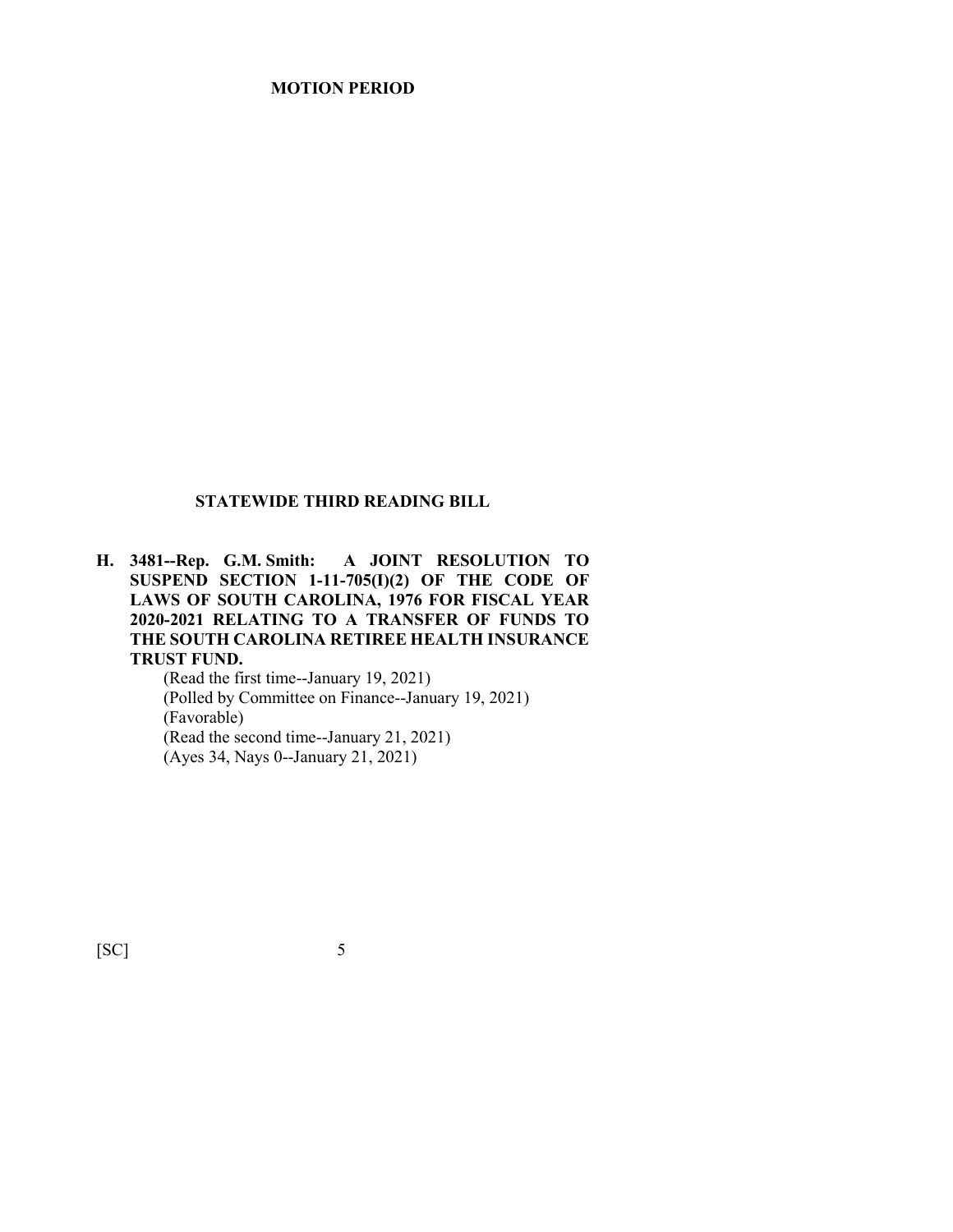**MOTION PERIOD**

**STATEWIDE THIRD READING BILL**

**H. 3481--Rep. G.M. Smith: A JOINT RESOLUTION TO SUSPEND SECTION 1-11-705(I)(2) OF THE CODE OF LAWS OF SOUTH CAROLINA, 1976 FOR FISCAL YEAR 2020-2021 RELATING TO A TRANSFER OF FUNDS TO THE SOUTH CAROLINA RETIREE HEALTH INSURANCE TRUST FUND.**

(Read the first time--January 19, 2021)
(Polled by Committee on Finance--January 19, 2021)
(Favorable)
(Read the second time--January 21, 2021)
(Ayes 34, Nays 0--January 21, 2021)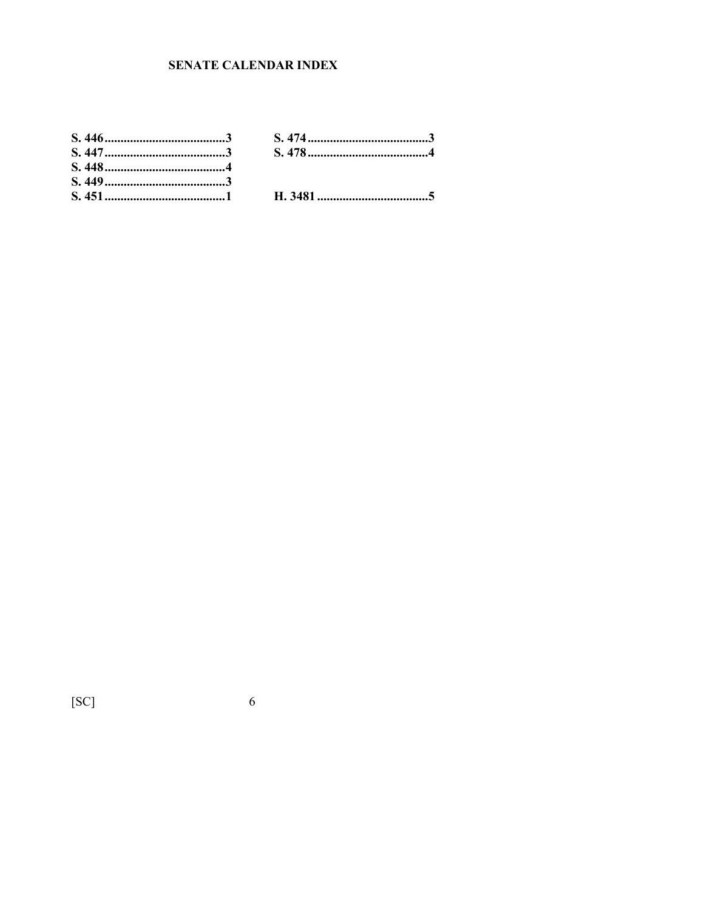# SENATE CALENDAR INDEX

**S. 446......................................3**
**S. 447......................................3**
**S. 448......................................4**
**S. 449......................................3**
**S. 451......................................1**

**S. 474......................................3**
**S. 478......................................4**

**H. 3481...................................5**

[SC]